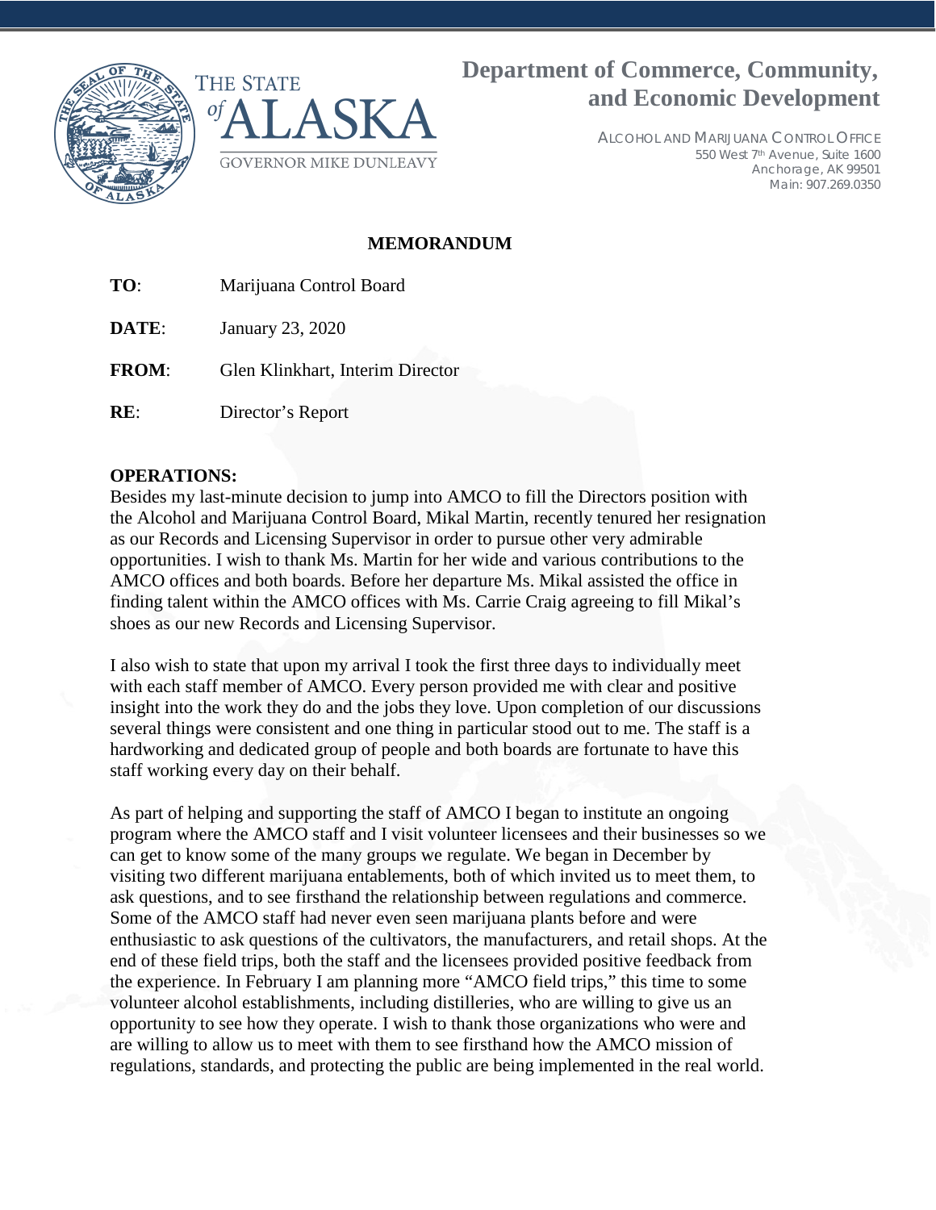# Department of Commerce, Community, and Economic Development

THE STATE of ALASKA
GOVERNOR MIKE DUNLEAVY

ALCOHOL AND MARIJUANA CONTROL OFFICE
550 West 7th Avenue, Suite 1600
Anchorage, AK 99501
Main: 907.269.0350

**MEMORANDUM**

**TO**: Marijuana Control Board

**DATE**: January 23, 2020

**FROM**: Glen Klinkhart, Interim Director

**RE**: Director's Report

**OPERATIONS:**

Besides my last-minute decision to jump into AMCO to fill the Directors position with the Alcohol and Marijuana Control Board, Mikal Martin, recently tenured her resignation as our Records and Licensing Supervisor in order to pursue other very admirable opportunities. I wish to thank Ms. Martin for her wide and various contributions to the AMCO offices and both boards. Before her departure Ms. Mikal assisted the office in finding talent within the AMCO offices with Ms. Carrie Craig agreeing to fill Mikal's shoes as our new Records and Licensing Supervisor.

I also wish to state that upon my arrival I took the first three days to individually meet with each staff member of AMCO. Every person provided me with clear and positive insight into the work they do and the jobs they love. Upon completion of our discussions several things were consistent and one thing in particular stood out to me. The staff is a hardworking and dedicated group of people and both boards are fortunate to have this staff working every day on their behalf.

As part of helping and supporting the staff of AMCO I began to institute an ongoing program where the AMCO staff and I visit volunteer licensees and their businesses so we can get to know some of the many groups we regulate. We began in December by visiting two different marijuana entablements, both of which invited us to meet them, to ask questions, and to see firsthand the relationship between regulations and commerce. Some of the AMCO staff had never even seen marijuana plants before and were enthusiastic to ask questions of the cultivators, the manufacturers, and retail shops. At the end of these field trips, both the staff and the licensees provided positive feedback from the experience. In February I am planning more "AMCO field trips," this time to some volunteer alcohol establishments, including distilleries, who are willing to give us an opportunity to see how they operate. I wish to thank those organizations who were and are willing to allow us to meet with them to see firsthand how the AMCO mission of regulations, standards, and protecting the public are being implemented in the real world.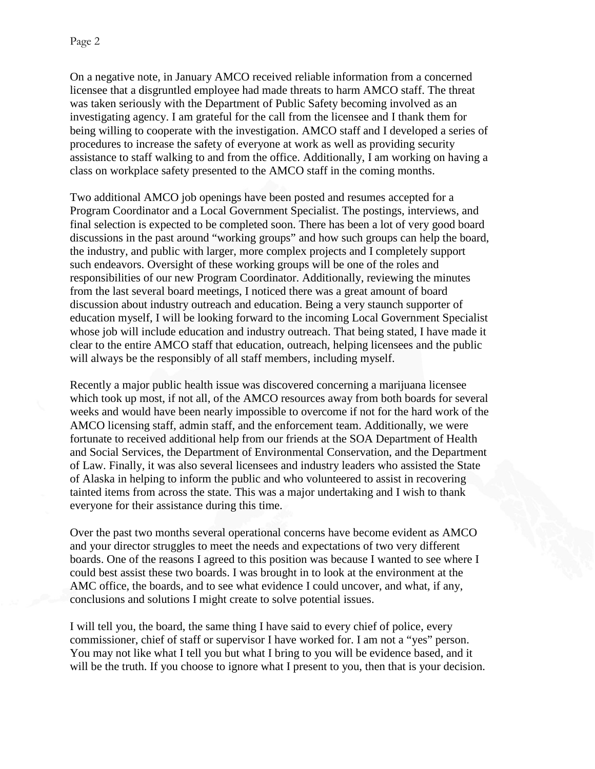On a negative note, in January AMCO received reliable information from a concerned licensee that a disgruntled employee had made threats to harm AMCO staff. The threat was taken seriously with the Department of Public Safety becoming involved as an investigating agency. I am grateful for the call from the licensee and I thank them for being willing to cooperate with the investigation. AMCO staff and I developed a series of procedures to increase the safety of everyone at work as well as providing security assistance to staff walking to and from the office. Additionally, I am working on having a class on workplace safety presented to the AMCO staff in the coming months.

Two additional AMCO job openings have been posted and resumes accepted for a Program Coordinator and a Local Government Specialist. The postings, interviews, and final selection is expected to be completed soon. There has been a lot of very good board discussions in the past around "working groups" and how such groups can help the board, the industry, and public with larger, more complex projects and I completely support such endeavors. Oversight of these working groups will be one of the roles and responsibilities of our new Program Coordinator. Additionally, reviewing the minutes from the last several board meetings, I noticed there was a great amount of board discussion about industry outreach and education. Being a very staunch supporter of education myself, I will be looking forward to the incoming Local Government Specialist whose job will include education and industry outreach. That being stated, I have made it clear to the entire AMCO staff that education, outreach, helping licensees and the public will always be the responsibly of all staff members, including myself.

Recently a major public health issue was discovered concerning a marijuana licensee which took up most, if not all, of the AMCO resources away from both boards for several weeks and would have been nearly impossible to overcome if not for the hard work of the AMCO licensing staff, admin staff, and the enforcement team. Additionally, we were fortunate to received additional help from our friends at the SOA Department of Health and Social Services, the Department of Environmental Conservation, and the Department of Law. Finally, it was also several licensees and industry leaders who assisted the State of Alaska in helping to inform the public and who volunteered to assist in recovering tainted items from across the state. This was a major undertaking and I wish to thank everyone for their assistance during this time.

Over the past two months several operational concerns have become evident as AMCO and your director struggles to meet the needs and expectations of two very different boards. One of the reasons I agreed to this position was because I wanted to see where I could best assist these two boards. I was brought in to look at the environment at the AMC office, the boards, and to see what evidence I could uncover, and what, if any, conclusions and solutions I might create to solve potential issues.

I will tell you, the board, the same thing I have said to every chief of police, every commissioner, chief of staff or supervisor I have worked for. I am not a "yes" person. You may not like what I tell you but what I bring to you will be evidence based, and it will be the truth. If you choose to ignore what I present to you, then that is your decision.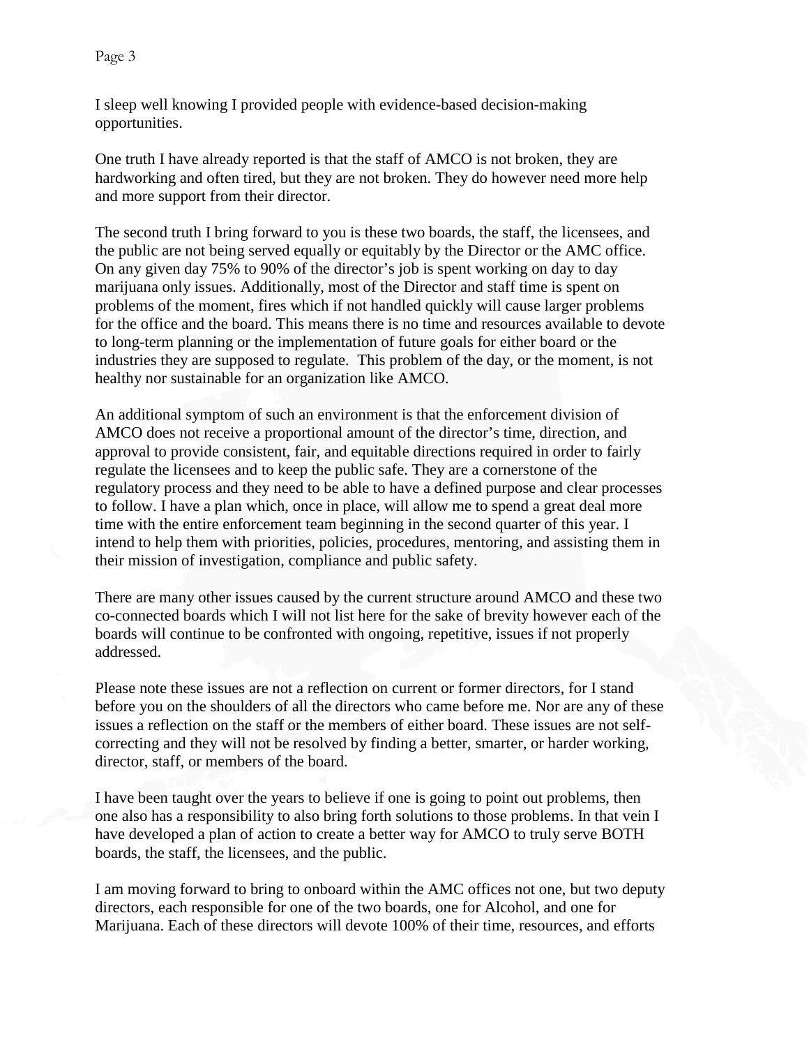I sleep well knowing I provided people with evidence-based decision-making opportunities.

One truth I have already reported is that the staff of AMCO is not broken, they are hardworking and often tired, but they are not broken. They do however need more help and more support from their director.

The second truth I bring forward to you is these two boards, the staff, the licensees, and the public are not being served equally or equitably by the Director or the AMC office. On any given day 75% to 90% of the director's job is spent working on day to day marijuana only issues. Additionally, most of the Director and staff time is spent on problems of the moment, fires which if not handled quickly will cause larger problems for the office and the board. This means there is no time and resources available to devote to long-term planning or the implementation of future goals for either board or the industries they are supposed to regulate. This problem of the day, or the moment, is not healthy nor sustainable for an organization like AMCO.

An additional symptom of such an environment is that the enforcement division of AMCO does not receive a proportional amount of the director's time, direction, and approval to provide consistent, fair, and equitable directions required in order to fairly regulate the licensees and to keep the public safe. They are a cornerstone of the regulatory process and they need to be able to have a defined purpose and clear processes to follow. I have a plan which, once in place, will allow me to spend a great deal more time with the entire enforcement team beginning in the second quarter of this year. I intend to help them with priorities, policies, procedures, mentoring, and assisting them in their mission of investigation, compliance and public safety.

There are many other issues caused by the current structure around AMCO and these two co-connected boards which I will not list here for the sake of brevity however each of the boards will continue to be confronted with ongoing, repetitive, issues if not properly addressed.

Please note these issues are not a reflection on current or former directors, for I stand before you on the shoulders of all the directors who came before me. Nor are any of these issues a reflection on the staff or the members of either board. These issues are not self-correcting and they will not be resolved by finding a better, smarter, or harder working, director, staff, or members of the board.

I have been taught over the years to believe if one is going to point out problems, then one also has a responsibility to also bring forth solutions to those problems. In that vein I have developed a plan of action to create a better way for AMCO to truly serve BOTH boards, the staff, the licensees, and the public.

I am moving forward to bring to onboard within the AMC offices not one, but two deputy directors, each responsible for one of the two boards, one for Alcohol, and one for Marijuana. Each of these directors will devote 100% of their time, resources, and efforts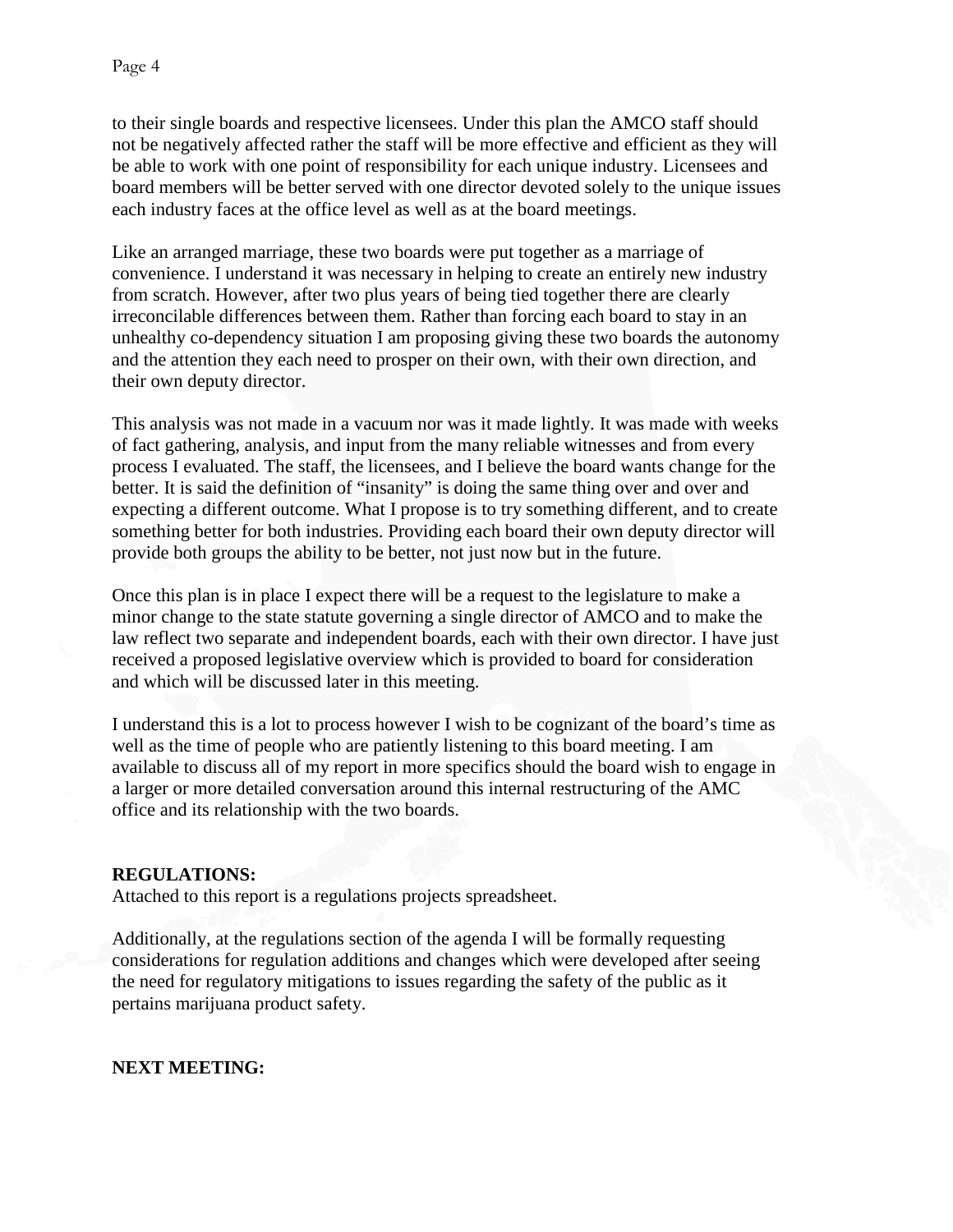to their single boards and respective licensees. Under this plan the AMCO staff should not be negatively affected rather the staff will be more effective and efficient as they will be able to work with one point of responsibility for each unique industry. Licensees and board members will be better served with one director devoted solely to the unique issues each industry faces at the office level as well as at the board meetings.

Like an arranged marriage, these two boards were put together as a marriage of convenience. I understand it was necessary in helping to create an entirely new industry from scratch. However, after two plus years of being tied together there are clearly irreconcilable differences between them. Rather than forcing each board to stay in an unhealthy co-dependency situation I am proposing giving these two boards the autonomy and the attention they each need to prosper on their own, with their own direction, and their own deputy director.

This analysis was not made in a vacuum nor was it made lightly. It was made with weeks of fact gathering, analysis, and input from the many reliable witnesses and from every process I evaluated. The staff, the licensees, and I believe the board wants change for the better. It is said the definition of "insanity" is doing the same thing over and over and expecting a different outcome. What I propose is to try something different, and to create something better for both industries. Providing each board their own deputy director will provide both groups the ability to be better, not just now but in the future.

Once this plan is in place I expect there will be a request to the legislature to make a minor change to the state statute governing a single director of AMCO and to make the law reflect two separate and independent boards, each with their own director. I have just received a proposed legislative overview which is provided to board for consideration and which will be discussed later in this meeting.

I understand this is a lot to process however I wish to be cognizant of the board's time as well as the time of people who are patiently listening to this board meeting. I am available to discuss all of my report in more specifics should the board wish to engage in a larger or more detailed conversation around this internal restructuring of the AMC office and its relationship with the two boards.

**REGULATIONS:**
Attached to this report is a regulations projects spreadsheet.

Additionally, at the regulations section of the agenda I will be formally requesting considerations for regulation additions and changes which were developed after seeing the need for regulatory mitigations to issues regarding the safety of the public as it pertains marijuana product safety.

**NEXT MEETING:**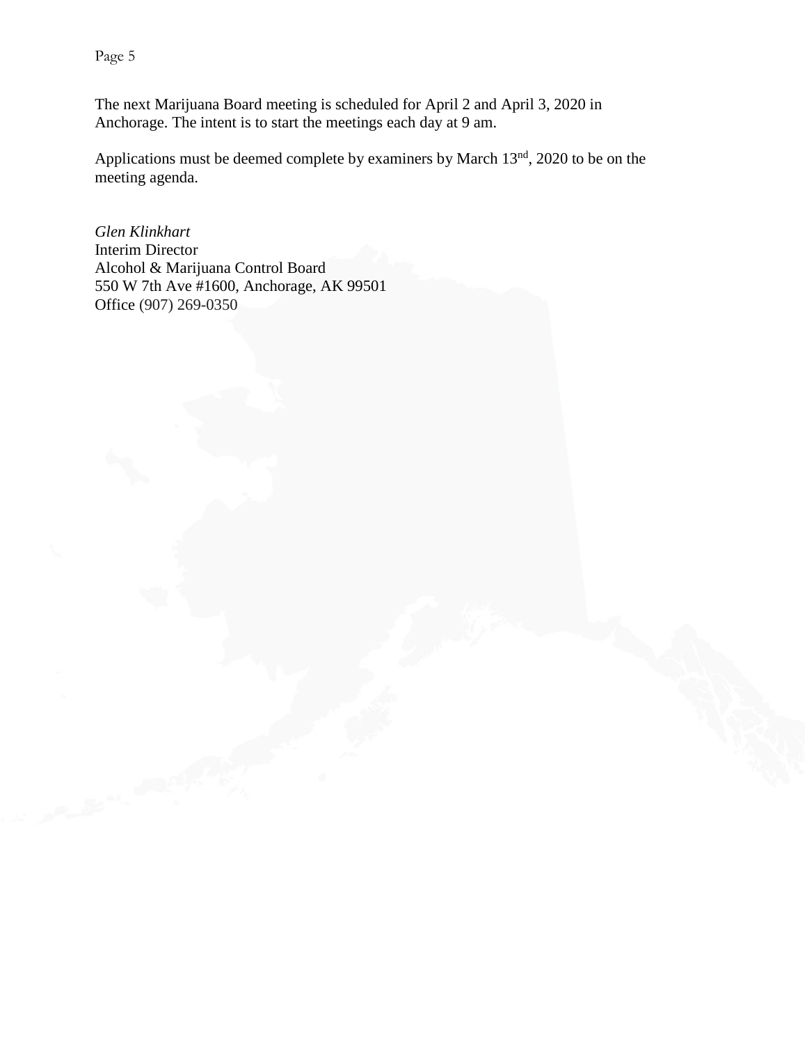The next Marijuana Board meeting is scheduled for April 2 and April 3, 2020 in Anchorage. The intent is to start the meetings each day at 9 am.

Applications must be deemed complete by examiners by March 13nd, 2020 to be on the meeting agenda.

*Glen Klinkhart*
Interim Director
Alcohol & Marijuana Control Board
550 W 7th Ave #1600, Anchorage, AK 99501
Office (907) 269-0350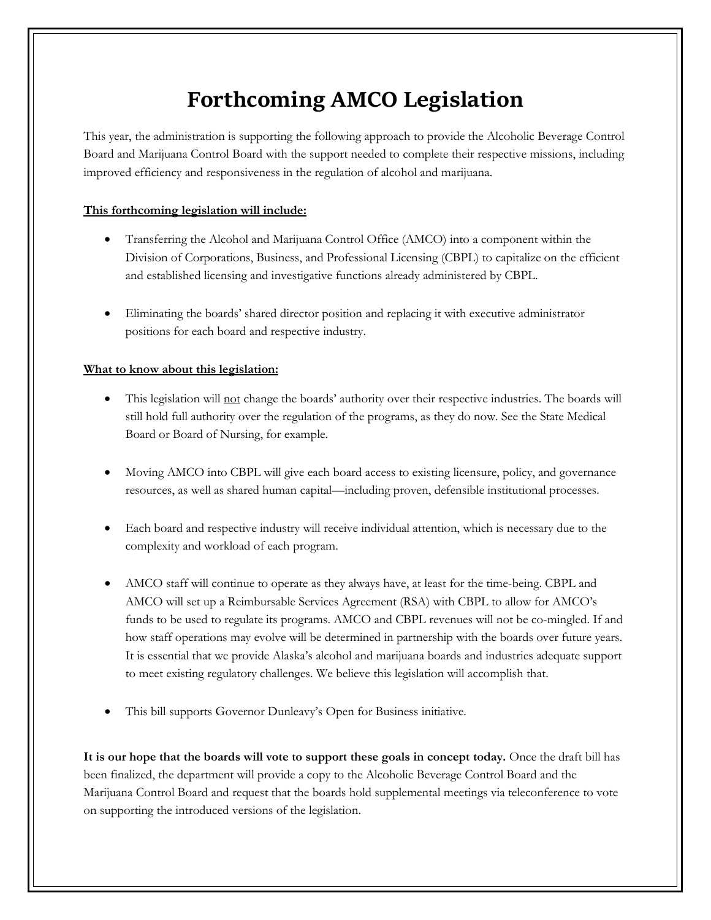# Forthcoming AMCO Legislation

This year, the administration is supporting the following approach to provide the Alcoholic Beverage Control Board and Marijuana Control Board with the support needed to complete their respective missions, including improved efficiency and responsiveness in the regulation of alcohol and marijuana.

**This forthcoming legislation will include:**

- Transferring the Alcohol and Marijuana Control Office (AMCO) into a component within the Division of Corporations, Business, and Professional Licensing (CBPL) to capitalize on the efficient and established licensing and investigative functions already administered by CBPL.

- Eliminating the boards' shared director position and replacing it with executive administrator positions for each board and respective industry.

**What to know about this legislation:**

- This legislation will not change the boards' authority over their respective industries. The boards will still hold full authority over the regulation of the programs, as they do now. See the State Medical Board or Board of Nursing, for example.

- Moving AMCO into CBPL will give each board access to existing licensure, policy, and governance resources, as well as shared human capital—including proven, defensible institutional processes.

- Each board and respective industry will receive individual attention, which is necessary due to the complexity and workload of each program.

- AMCO staff will continue to operate as they always have, at least for the time-being. CBPL and AMCO will set up a Reimbursable Services Agreement (RSA) with CBPL to allow for AMCO's funds to be used to regulate its programs. AMCO and CBPL revenues will not be co-mingled. If and how staff operations may evolve will be determined in partnership with the boards over future years. It is essential that we provide Alaska's alcohol and marijuana boards and industries adequate support to meet existing regulatory challenges. We believe this legislation will accomplish that.

- This bill supports Governor Dunleavy's Open for Business initiative.

**It is our hope that the boards will vote to support these goals in concept today.** Once the draft bill has been finalized, the department will provide a copy to the Alcoholic Beverage Control Board and the Marijuana Control Board and request that the boards hold supplemental meetings via teleconference to vote on supporting the introduced versions of the legislation.